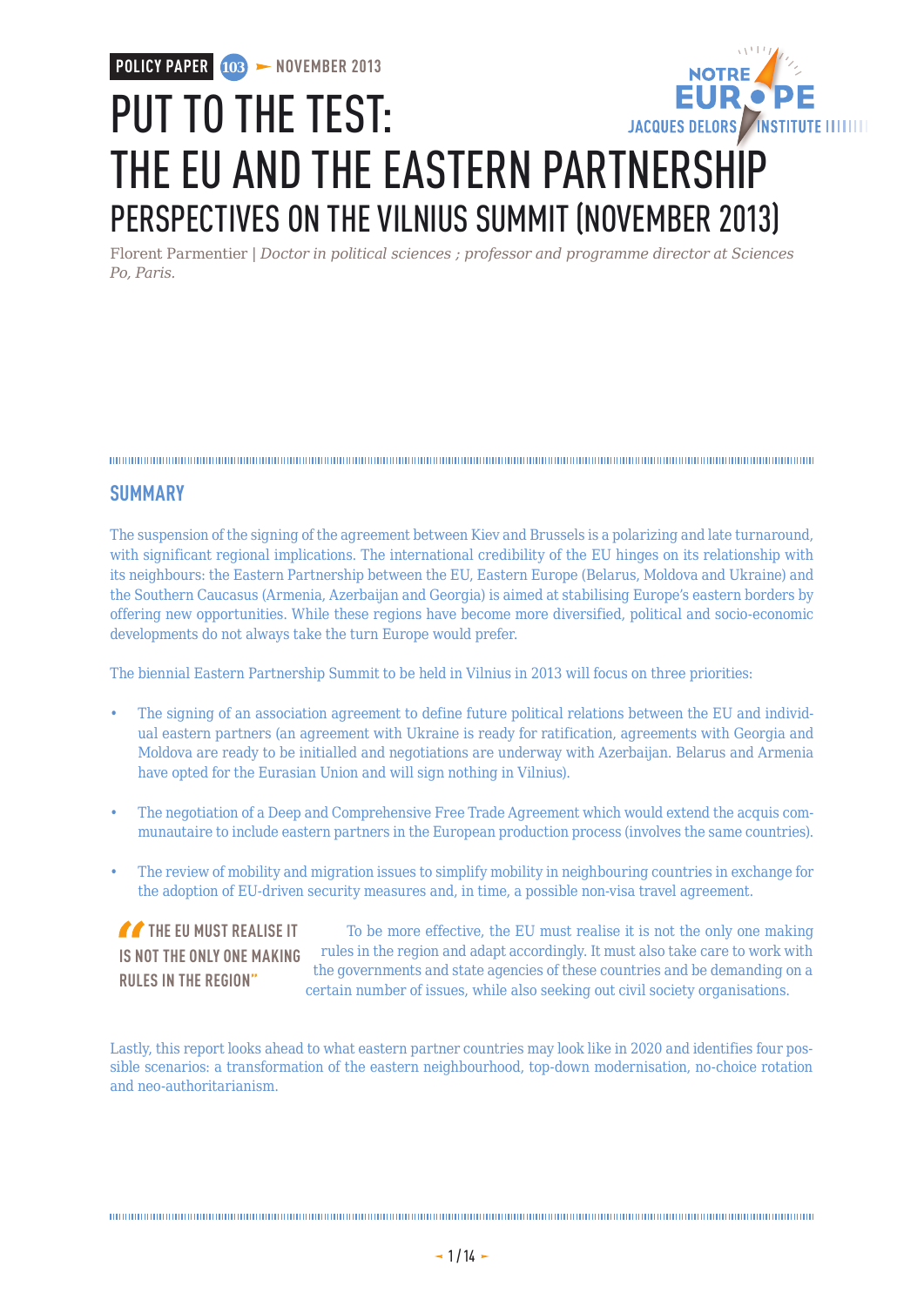POLICY PAPER 103 — NOVEMBER 2013

# PUT TO THE TEST: THE EU AND THE EASTERN PARTNERSHIP

## PERSPECTIVES ON THE VILNIUS SUMMIT (NOVEMBER 2013)

Florent Parmentier | *Doctor in political sciences ; professor and programme director at Sciences Po, Paris.*

## SUMMARY

The suspension of the signing of the agreement between Kiev and Brussels is a polarizing and late turnaround, with significant regional implications. The international credibility of the EU hinges on its relationship with its neighbours: the Eastern Partnership between the EU, Eastern Europe (Belarus, Moldova and Ukraine) and the Southern Caucasus (Armenia, Azerbaijan and Georgia) is aimed at stabilising Europe's eastern borders by offering new opportunities. While these regions have become more diversified, political and socio-economic developments do not always take the turn Europe would prefer.

The biennial Eastern Partnership Summit to be held in Vilnius in 2013 will focus on three priorities:

- The signing of an association agreement to define future political relations between the EU and individual eastern partners (an agreement with Ukraine is ready for ratification, agreements with Georgia and Moldova are ready to be initialled and negotiations are underway with Azerbaijan. Belarus and Armenia have opted for the Eurasian Union and will sign nothing in Vilnius).
- The negotiation of a Deep and Comprehensive Free Trade Agreement which would extend the acquis communautaire to include eastern partners in the European production process (involves the same countries).
- The review of mobility and migration issues to simplify mobility in neighbouring countries in exchange for the adoption of EU-driven security measures and, in time, a possible non-visa travel agreement.

> "THE EU MUST REALISE IT IS NOT THE ONLY ONE MAKING RULES IN THE REGION"

To be more effective, the EU must realise it is not the only one making rules in the region and adapt accordingly. It must also take care to work with the governments and state agencies of these countries and be demanding on a certain number of issues, while also seeking out civil society organisations.

Lastly, this report looks ahead to what eastern partner countries may look like in 2020 and identifies four possible scenarios: a transformation of the eastern neighbourhood, top-down modernisation, no-choice rotation and neo-authoritarianism.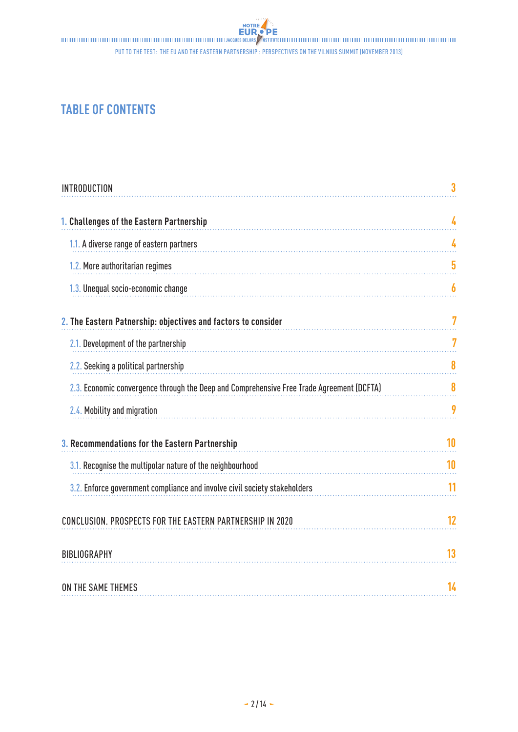# TABLE OF CONTENTS

| | |
|---|---|
| INTRODUCTION | 3 |
| **1. Challenges of the Eastern Partnership** | 4 |
| 1.1. A diverse range of eastern partners | 4 |
| 1.2. More authoritarian regimes | 5 |
| 1.3. Unequal socio-economic change | 6 |
| **2. The Eastern Patnership: objectives and factors to consider** | 7 |
| 2.1. Development of the partnership | 7 |
| 2.2. Seeking a political partnership | 8 |
| 2.3. Economic convergence through the Deep and Comprehensive Free Trade Agreement (DCFTA) | 8 |
| 2.4. Mobility and migration | 9 |
| **3. Recommendations for the Eastern Partnership** | 10 |
| 3.1. Recognise the multipolar nature of the neighbourhood | 10 |
| 3.2. Enforce government compliance and involve civil society stakeholders | 11 |
| CONCLUSION. PROSPECTS FOR THE EASTERN PARTNERSHIP IN 2020 | 12 |
| BIBLIOGRAPHY | 13 |
| ON THE SAME THEMES | 14 |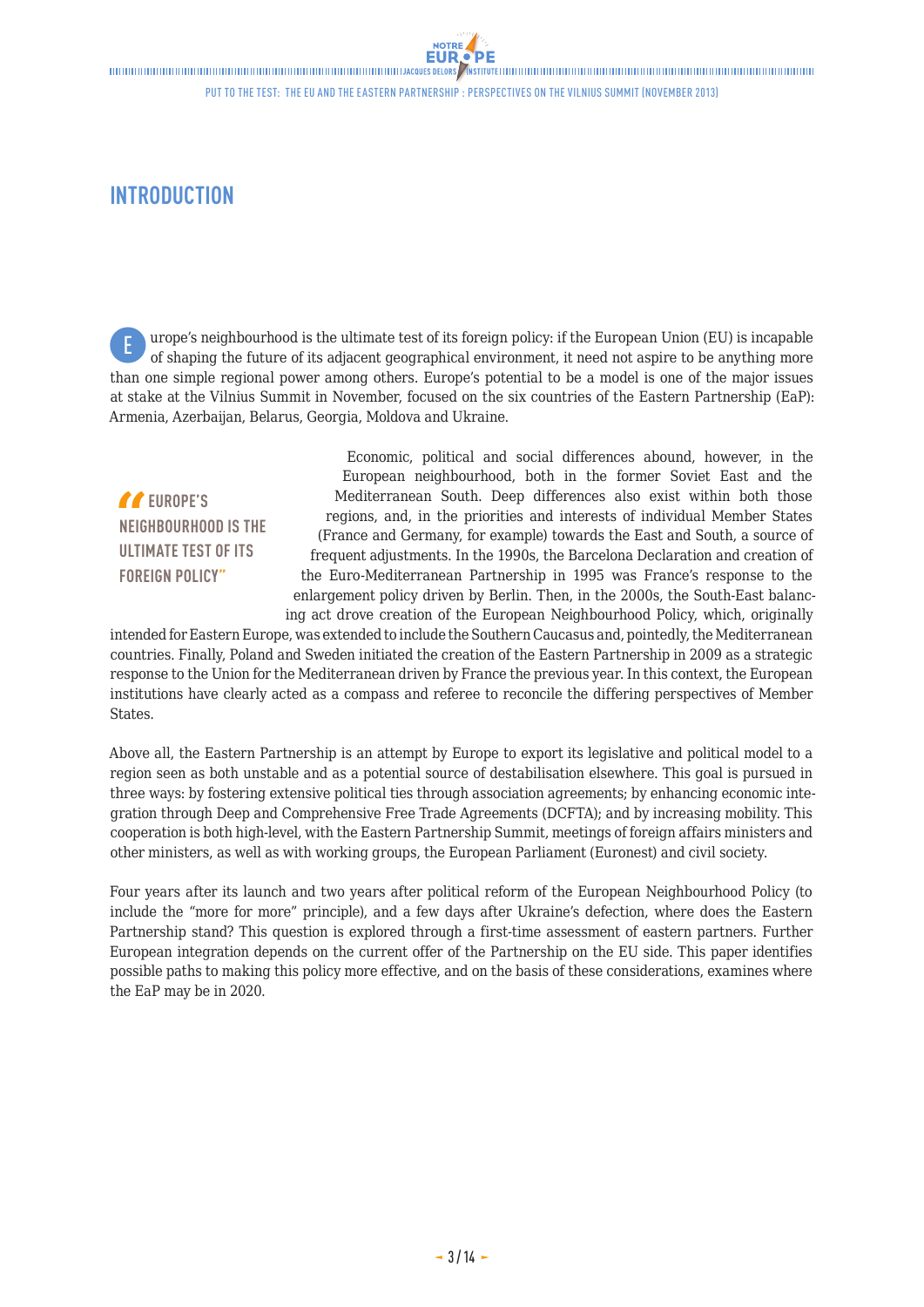# INTRODUCTION

Europe's neighbourhood is the ultimate test of its foreign policy: if the European Union (EU) is incapable of shaping the future of its adjacent geographical environment, it need not aspire to be anything more than one simple regional power among others. Europe's potential to be a model is one of the major issues at stake at the Vilnius Summit in November, focused on the six countries of the Eastern Partnership (EaP): Armenia, Azerbaijan, Belarus, Georgia, Moldova and Ukraine.

> **"EUROPE'S NEIGHBOURHOOD IS THE ULTIMATE TEST OF ITS FOREIGN POLICY"**

Economic, political and social differences abound, however, in the European neighbourhood, both in the former Soviet East and the Mediterranean South. Deep differences also exist within both those regions, and, in the priorities and interests of individual Member States (France and Germany, for example) towards the East and South, a source of frequent adjustments. In the 1990s, the Barcelona Declaration and creation of the Euro-Mediterranean Partnership in 1995 was France's response to the enlargement policy driven by Berlin. Then, in the 2000s, the South-East balancing act drove creation of the European Neighbourhood Policy, which, originally intended for Eastern Europe, was extended to include the Southern Caucasus and, pointedly, the Mediterranean countries. Finally, Poland and Sweden initiated the creation of the Eastern Partnership in 2009 as a strategic response to the Union for the Mediterranean driven by France the previous year. In this context, the European institutions have clearly acted as a compass and referee to reconcile the differing perspectives of Member States.

Above all, the Eastern Partnership is an attempt by Europe to export its legislative and political model to a region seen as both unstable and as a potential source of destabilisation elsewhere. This goal is pursued in three ways: by fostering extensive political ties through association agreements; by enhancing economic integration through Deep and Comprehensive Free Trade Agreements (DCFTA); and by increasing mobility. This cooperation is both high-level, with the Eastern Partnership Summit, meetings of foreign affairs ministers and other ministers, as well as with working groups, the European Parliament (Euronest) and civil society.

Four years after its launch and two years after political reform of the European Neighbourhood Policy (to include the "more for more" principle), and a few days after Ukraine's defection, where does the Eastern Partnership stand? This question is explored through a first-time assessment of eastern partners. Further European integration depends on the current offer of the Partnership on the EU side. This paper identifies possible paths to making this policy more effective, and on the basis of these considerations, examines where the EaP may be in 2020.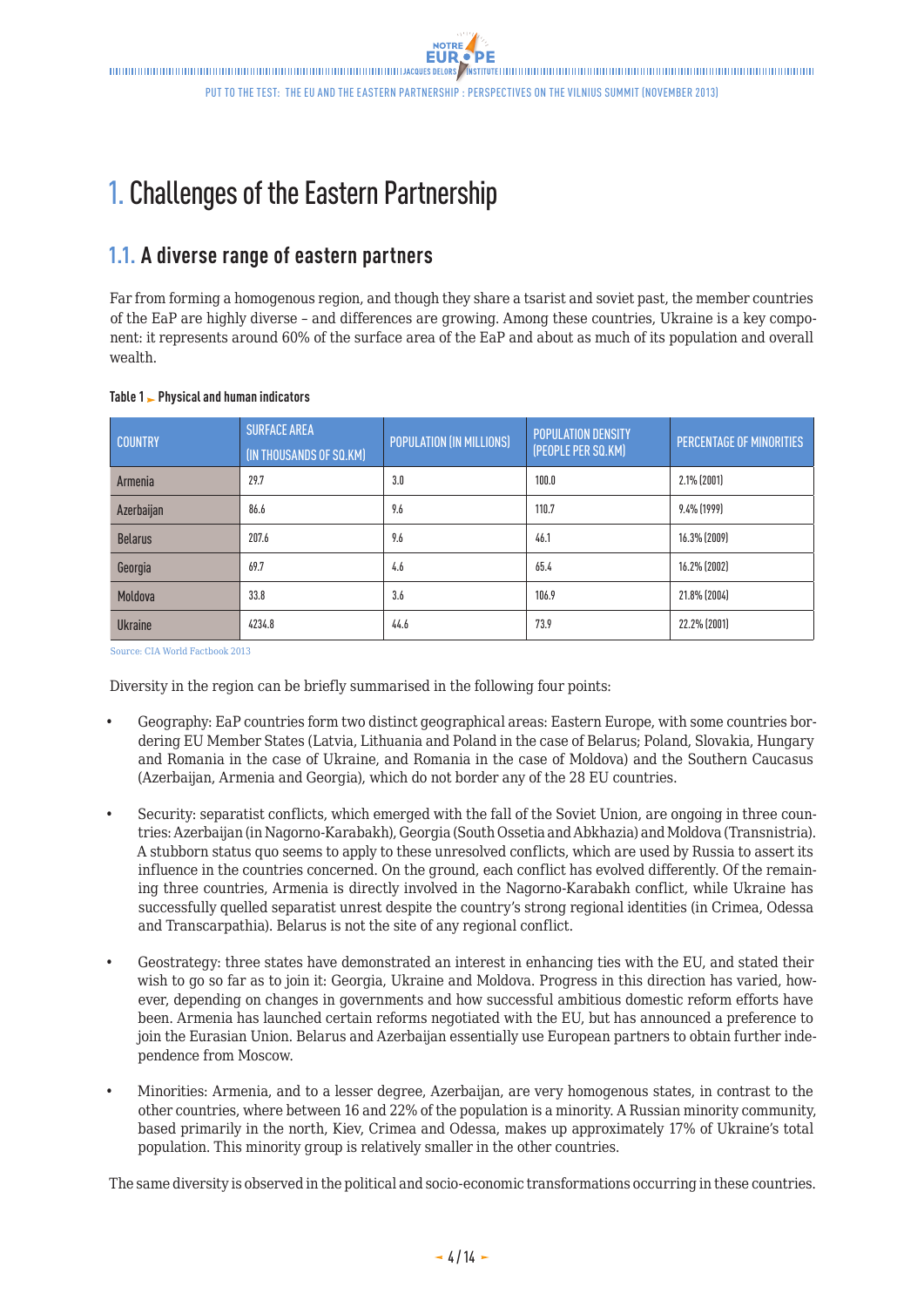# 1. Challenges of the Eastern Partnership

## 1.1. A diverse range of eastern partners

Far from forming a homogenous region, and though they share a tsarist and soviet past, the member countries of the EaP are highly diverse – and differences are growing. Among these countries, Ukraine is a key component: it represents around 60% of the surface area of the EaP and about as much of its population and overall wealth.

**Table 1 ► Physical and human indicators**

| COUNTRY | SURFACE AREA (IN THOUSANDS OF SQ.KM) | POPULATION (IN MILLIONS) | POPULATION DENSITY (PEOPLE PER SQ.KM) | PERCENTAGE OF MINORITIES |
|---|---|---|---|---|
| Armenia | 29.7 | 3.0 | 100.0 | 2.1% (2001) |
| Azerbaijan | 86.6 | 9.6 | 110.7 | 9.4% (1999) |
| Belarus | 207.6 | 9.6 | 46.1 | 16.3% (2009) |
| Georgia | 69.7 | 4.6 | 65.4 | 16.2% (2002) |
| Moldova | 33.8 | 3.6 | 106.9 | 21.8% (2004) |
| Ukraine | 4234.8 | 44.6 | 73.9 | 22.2% (2001) |

Source: CIA World Factbook 2013

Diversity in the region can be briefly summarised in the following four points:

- Geography: EaP countries form two distinct geographical areas: Eastern Europe, with some countries bordering EU Member States (Latvia, Lithuania and Poland in the case of Belarus; Poland, Slovakia, Hungary and Romania in the case of Ukraine, and Romania in the case of Moldova) and the Southern Caucasus (Azerbaijan, Armenia and Georgia), which do not border any of the 28 EU countries.
- Security: separatist conflicts, which emerged with the fall of the Soviet Union, are ongoing in three countries: Azerbaijan (in Nagorno-Karabakh), Georgia (South Ossetia and Abkhazia) and Moldova (Transnistria). A stubborn status quo seems to apply to these unresolved conflicts, which are used by Russia to assert its influence in the countries concerned. On the ground, each conflict has evolved differently. Of the remaining three countries, Armenia is directly involved in the Nagorno-Karabakh conflict, while Ukraine has successfully quelled separatist unrest despite the country's strong regional identities (in Crimea, Odessa and Transcarpathia). Belarus is not the site of any regional conflict.
- Geostrategy: three states have demonstrated an interest in enhancing ties with the EU, and stated their wish to go so far as to join it: Georgia, Ukraine and Moldova. Progress in this direction has varied, however, depending on changes in governments and how successful ambitious domestic reform efforts have been. Armenia has launched certain reforms negotiated with the EU, but has announced a preference to join the Eurasian Union. Belarus and Azerbaijan essentially use European partners to obtain further independence from Moscow.
- Minorities: Armenia, and to a lesser degree, Azerbaijan, are very homogenous states, in contrast to the other countries, where between 16 and 22% of the population is a minority. A Russian minority community, based primarily in the north, Kiev, Crimea and Odessa, makes up approximately 17% of Ukraine's total population. This minority group is relatively smaller in the other countries.

The same diversity is observed in the political and socio-economic transformations occurring in these countries.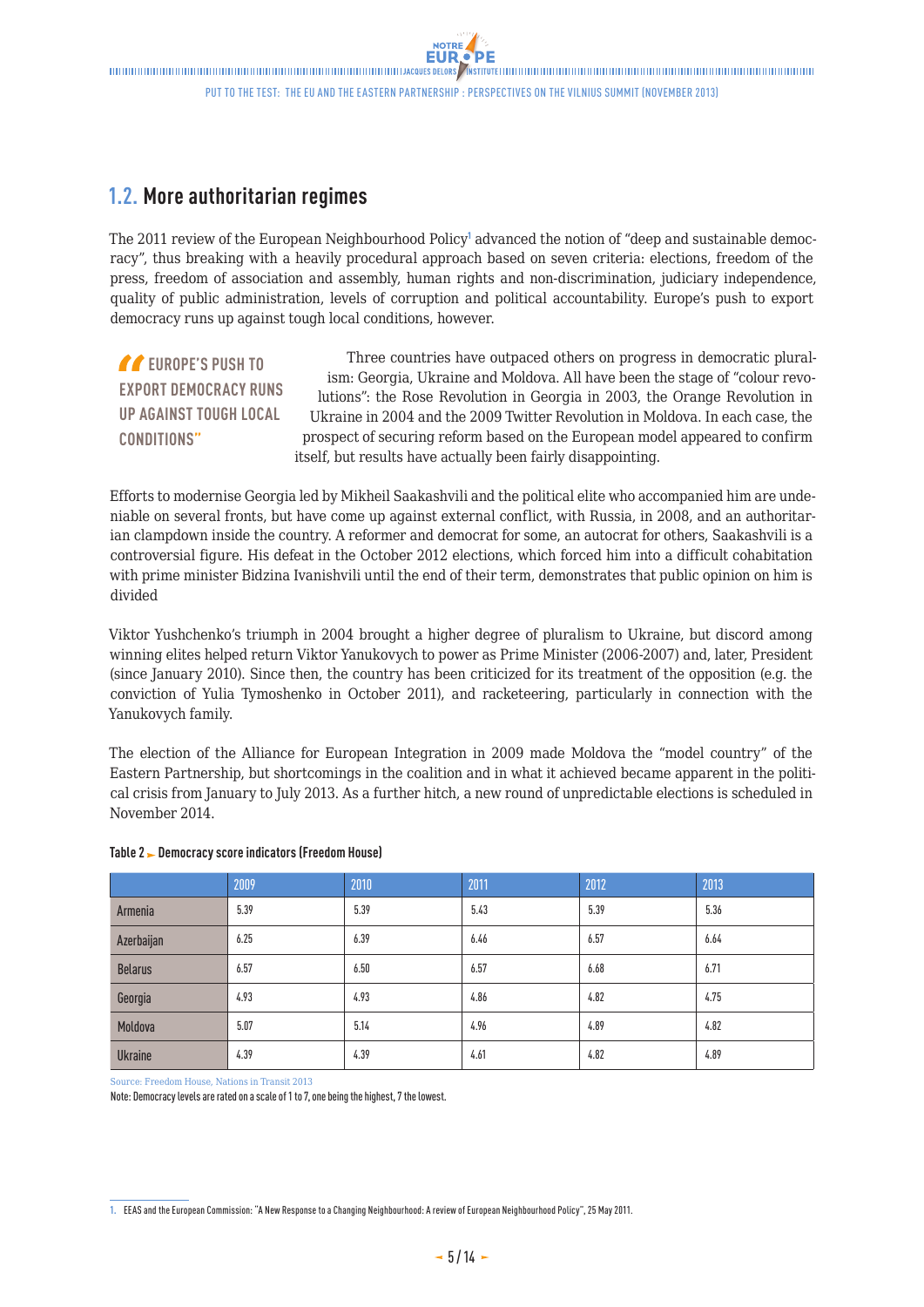## 1.2. More authoritarian regimes

The 2011 review of the European Neighbourhood Policy[1] advanced the notion of "deep and sustainable democracy", thus breaking with a heavily procedural approach based on seven criteria: elections, freedom of the press, freedom of association and assembly, human rights and non-discrimination, judiciary independence, quality of public administration, levels of corruption and political accountability. Europe's push to export democracy runs up against tough local conditions, however.

> "EUROPE'S PUSH TO EXPORT DEMOCRACY RUNS UP AGAINST TOUGH LOCAL CONDITIONS"

Three countries have outpaced others on progress in democratic pluralism: Georgia, Ukraine and Moldova. All have been the stage of "colour revolutions": the Rose Revolution in Georgia in 2003, the Orange Revolution in Ukraine in 2004 and the 2009 Twitter Revolution in Moldova. In each case, the prospect of securing reform based on the European model appeared to confirm itself, but results have actually been fairly disappointing.

Efforts to modernise Georgia led by Mikheil Saakashvili and the political elite who accompanied him are undeniable on several fronts, but have come up against external conflict, with Russia, in 2008, and an authoritarian clampdown inside the country. A reformer and democrat for some, an autocrat for others, Saakashvili is a controversial figure. His defeat in the October 2012 elections, which forced him into a difficult cohabitation with prime minister Bidzina Ivanishvili until the end of their term, demonstrates that public opinion on him is divided

Viktor Yushchenko's triumph in 2004 brought a higher degree of pluralism to Ukraine, but discord among winning elites helped return Viktor Yanukovych to power as Prime Minister (2006-2007) and, later, President (since January 2010). Since then, the country has been criticized for its treatment of the opposition (e.g. the conviction of Yulia Tymoshenko in October 2011), and racketeering, particularly in connection with the Yanukovych family.

The election of the Alliance for European Integration in 2009 made Moldova the "model country" of the Eastern Partnership, but shortcomings in the coalition and in what it achieved became apparent in the political crisis from January to July 2013. As a further hitch, a new round of unpredictable elections is scheduled in November 2014.

**Table 2 ► Democracy score indicators (Freedom House)**

| | 2009 | 2010 | 2011 | 2012 | 2013 |
|---|---|---|---|---|---|
| Armenia | 5.39 | 5.39 | 5.43 | 5.39 | 5.36 |
| Azerbaijan | 6.25 | 6.39 | 6.46 | 6.57 | 6.64 |
| Belarus | 6.57 | 6.50 | 6.57 | 6.68 | 6.71 |
| Georgia | 4.93 | 4.93 | 4.86 | 4.82 | 4.75 |
| Moldova | 5.07 | 5.14 | 4.96 | 4.89 | 4.82 |
| Ukraine | 4.39 | 4.39 | 4.61 | 4.82 | 4.89 |

Source: Freedom House, Nations in Transit 2013

Note: Democracy levels are rated on a scale of 1 to 7, one being the highest, 7 the lowest.

1. EEAS and the European Commission: "A New Response to a Changing Neighbourhood: A review of European Neighbourhood Policy", 25 May 2011.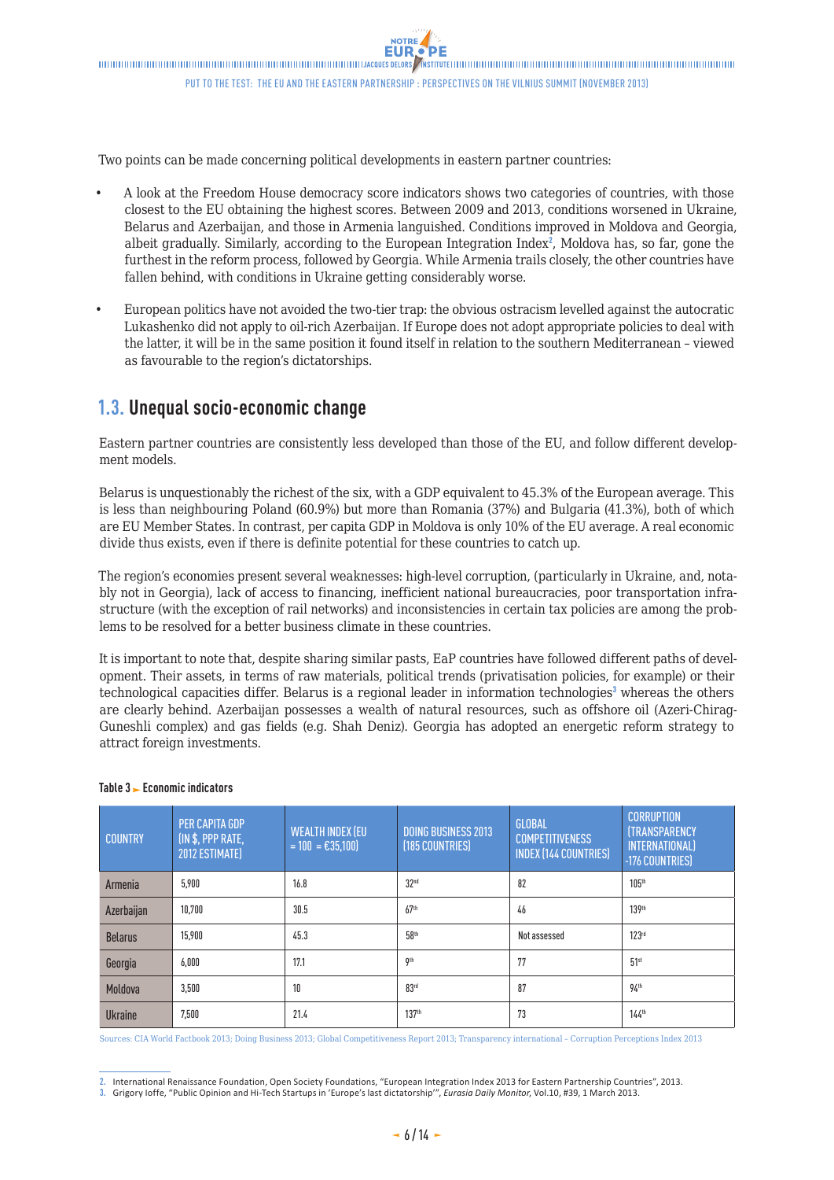Two points can be made concerning political developments in eastern partner countries:

- A look at the Freedom House democracy score indicators shows two categories of countries, with those closest to the EU obtaining the highest scores. Between 2009 and 2013, conditions worsened in Ukraine, Belarus and Azerbaijan, and those in Armenia languished. Conditions improved in Moldova and Georgia, albeit gradually. Similarly, according to the European Integration Index[2], Moldova has, so far, gone the furthest in the reform process, followed by Georgia. While Armenia trails closely, the other countries have fallen behind, with conditions in Ukraine getting considerably worse.
- European politics have not avoided the two-tier trap: the obvious ostracism levelled against the autocratic Lukashenko did not apply to oil-rich Azerbaijan. If Europe does not adopt appropriate policies to deal with the latter, it will be in the same position it found itself in relation to the southern Mediterranean – viewed as favourable to the region's dictatorships.

## 1.3. Unequal socio-economic change

Eastern partner countries are consistently less developed than those of the EU, and follow different development models.

Belarus is unquestionably the richest of the six, with a GDP equivalent to 45.3% of the European average. This is less than neighbouring Poland (60.9%) but more than Romania (37%) and Bulgaria (41.3%), both of which are EU Member States. In contrast, per capita GDP in Moldova is only 10% of the EU average. A real economic divide thus exists, even if there is definite potential for these countries to catch up.

The region's economies present several weaknesses: high-level corruption, (particularly in Ukraine, and, notably not in Georgia), lack of access to financing, inefficient national bureaucracies, poor transportation infrastructure (with the exception of rail networks) and inconsistencies in certain tax policies are among the problems to be resolved for a better business climate in these countries.

It is important to note that, despite sharing similar pasts, EaP countries have followed different paths of development. Their assets, in terms of raw materials, political trends (privatisation policies, for example) or their technological capacities differ. Belarus is a regional leader in information technologies[3] whereas the others are clearly behind. Azerbaijan possesses a wealth of natural resources, such as offshore oil (Azeri-Chirag-Guneshli complex) and gas fields (e.g. Shah Deniz). Georgia has adopted an energetic reform strategy to attract foreign investments.

**Table 3 ► Economic indicators**

| COUNTRY | PER CAPITA GDP (IN $, PPP RATE, 2012 ESTIMATE) | WEALTH INDEX (EU = 100 = €35,100) | DOING BUSINESS 2013 (185 COUNTRIES) | GLOBAL COMPETITIVENESS INDEX (144 COUNTRIES) | CORRUPTION (TRANSPARENCY INTERNATIONAL) -176 COUNTRIES) |
|---|---|---|---|---|---|
| Armenia | 5,900 | 16.8 | 32nd | 82 | 105th |
| Azerbaijan | 10,700 | 30.5 | 67th | 46 | 139th |
| Belarus | 15,900 | 45.3 | 58th | Not assessed | 123rd |
| Georgia | 6,000 | 17.1 | 9th | 77 | 51st |
| Moldova | 3,500 | 10 | 83rd | 87 | 94th |
| Ukraine | 7,500 | 21.4 | 137th | 73 | 144th |

Sources: CIA World Factbook 2013; Doing Business 2013; Global Competitiveness Report 2013; Transparency international – Corruption Perceptions Index 2013

2. International Renaissance Foundation, Open Society Foundations, "European Integration Index 2013 for Eastern Partnership Countries", 2013.
3. Grigory Ioffe, "Public Opinion and Hi-Tech Startups in 'Europe's last dictatorship'", *Eurasia Daily Monitor*, Vol.10, #39, 1 March 2013.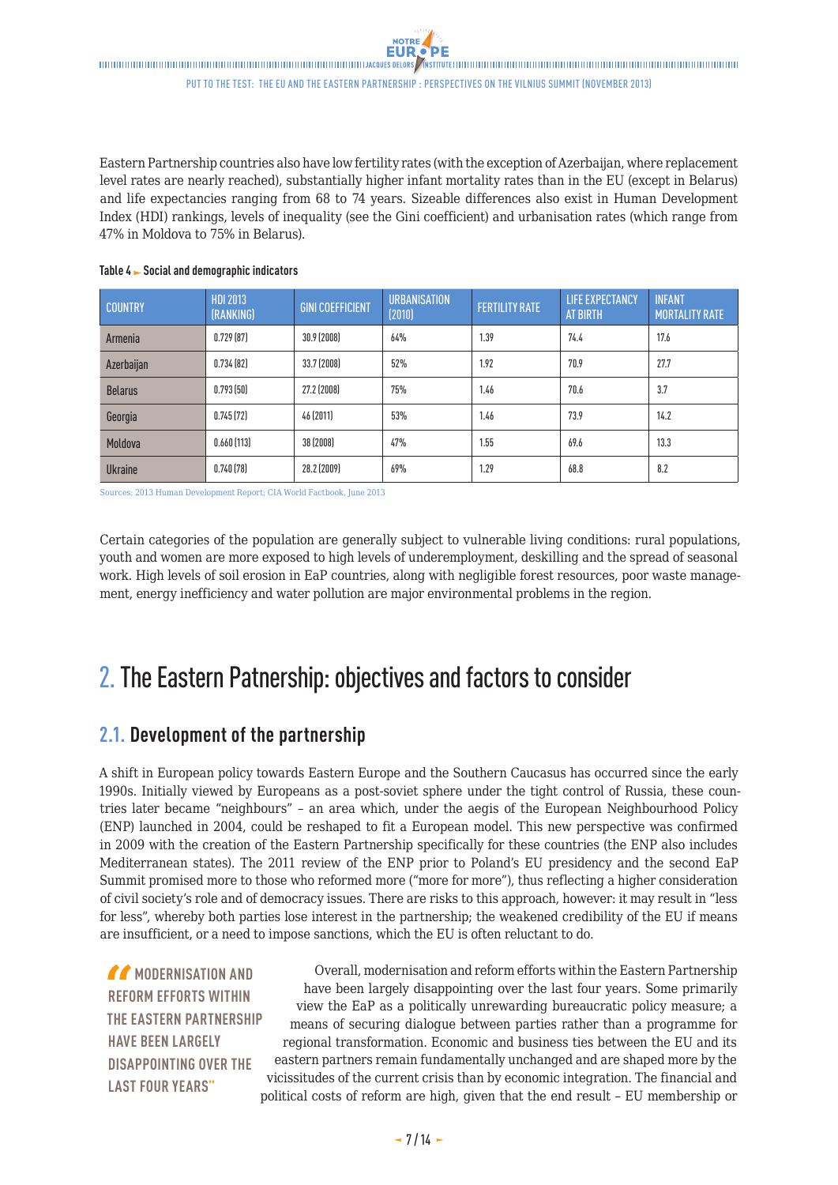Eastern Partnership countries also have low fertility rates (with the exception of Azerbaijan, where replacement level rates are nearly reached), substantially higher infant mortality rates than in the EU (except in Belarus) and life expectancies ranging from 68 to 74 years. Sizeable differences also exist in Human Development Index (HDI) rankings, levels of inequality (see the Gini coefficient) and urbanisation rates (which range from 47% in Moldova to 75% in Belarus).

**Table 4 ► Social and demographic indicators**

| COUNTRY | HDI 2013 (RANKING) | GINI COEFFICIENT | URBANISATION (2010) | FERTILITY RATE | LIFE EXPECTANCY AT BIRTH | INFANT MORTALITY RATE |
|---|---|---|---|---|---|---|
| Armenia | 0.729 (87) | 30.9 (2008) | 64% | 1.39 | 74.4 | 17.6 |
| Azerbaijan | 0.734 (82) | 33.7 (2008) | 52% | 1.92 | 70.9 | 27.7 |
| Belarus | 0.793 (50) | 27.2 (2008) | 75% | 1.46 | 70.6 | 3.7 |
| Georgia | 0.745 (72) | 46 (2011) | 53% | 1.46 | 73.9 | 14.2 |
| Moldova | 0.660 (113) | 38 (2008) | 47% | 1.55 | 69.6 | 13.3 |
| Ukraine | 0.740 (78) | 28.2 (2009) | 69% | 1.29 | 68.8 | 8.2 |

Sources: 2013 Human Development Report; CIA World Factbook, June 2013

Certain categories of the population are generally subject to vulnerable living conditions: rural populations, youth and women are more exposed to high levels of underemployment, deskilling and the spread of seasonal work. High levels of soil erosion in EaP countries, along with negligible forest resources, poor waste management, energy inefficiency and water pollution are major environmental problems in the region.

# 2. The Eastern Patnership: objectives and factors to consider

## 2.1. Development of the partnership

A shift in European policy towards Eastern Europe and the Southern Caucasus has occurred since the early 1990s. Initially viewed by Europeans as a post-soviet sphere under the tight control of Russia, these countries later became "neighbours" – an area which, under the aegis of the European Neighbourhood Policy (ENP) launched in 2004, could be reshaped to fit a European model. This new perspective was confirmed in 2009 with the creation of the Eastern Partnership specifically for these countries (the ENP also includes Mediterranean states). The 2011 review of the ENP prior to Poland's EU presidency and the second EaP Summit promised more to those who reformed more ("more for more"), thus reflecting a higher consideration of civil society's role and of democracy issues. There are risks to this approach, however: it may result in "less for less", whereby both parties lose interest in the partnership; the weakened credibility of the EU if means are insufficient, or a need to impose sanctions, which the EU is often reluctant to do.

> "MODERNISATION AND REFORM EFFORTS WITHIN THE EASTERN PARTNERSHIP HAVE BEEN LARGELY DISAPPOINTING OVER THE LAST FOUR YEARS"

Overall, modernisation and reform efforts within the Eastern Partnership have been largely disappointing over the last four years. Some primarily view the EaP as a politically unrewarding bureaucratic policy measure; a means of securing dialogue between parties rather than a programme for regional transformation. Economic and business ties between the EU and its eastern partners remain fundamentally unchanged and are shaped more by the vicissitudes of the current crisis than by economic integration. The financial and political costs of reform are high, given that the end result – EU membership or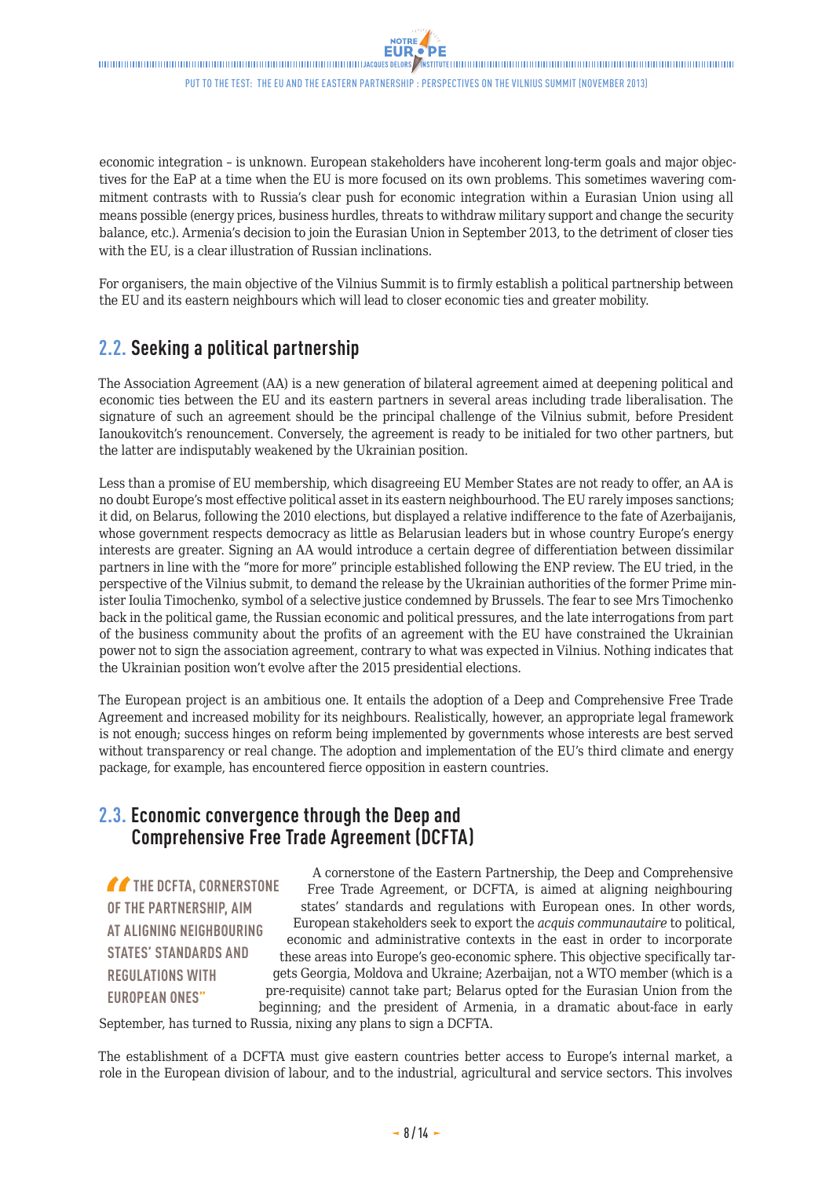economic integration – is unknown. European stakeholders have incoherent long-term goals and major objectives for the EaP at a time when the EU is more focused on its own problems. This sometimes wavering commitment contrasts with to Russia's clear push for economic integration within a Eurasian Union using all means possible (energy prices, business hurdles, threats to withdraw military support and change the security balance, etc.). Armenia's decision to join the Eurasian Union in September 2013, to the detriment of closer ties with the EU, is a clear illustration of Russian inclinations.

For organisers, the main objective of the Vilnius Summit is to firmly establish a political partnership between the EU and its eastern neighbours which will lead to closer economic ties and greater mobility.

## 2.2. Seeking a political partnership

The Association Agreement (AA) is a new generation of bilateral agreement aimed at deepening political and economic ties between the EU and its eastern partners in several areas including trade liberalisation. The signature of such an agreement should be the principal challenge of the Vilnius submit, before President Ianoukovitch's renouncement. Conversely, the agreement is ready to be initialed for two other partners, but the latter are indisputably weakened by the Ukrainian position.

Less than a promise of EU membership, which disagreeing EU Member States are not ready to offer, an AA is no doubt Europe's most effective political asset in its eastern neighbourhood. The EU rarely imposes sanctions; it did, on Belarus, following the 2010 elections, but displayed a relative indifference to the fate of Azerbaijanis, whose government respects democracy as little as Belarusian leaders but in whose country Europe's energy interests are greater. Signing an AA would introduce a certain degree of differentiation between dissimilar partners in line with the "more for more" principle established following the ENP review. The EU tried, in the perspective of the Vilnius submit, to demand the release by the Ukrainian authorities of the former Prime minister Ioulia Timochenko, symbol of a selective justice condemned by Brussels. The fear to see Mrs Timochenko back in the political game, the Russian economic and political pressures, and the late interrogations from part of the business community about the profits of an agreement with the EU have constrained the Ukrainian power not to sign the association agreement, contrary to what was expected in Vilnius. Nothing indicates that the Ukrainian position won't evolve after the 2015 presidential elections.

The European project is an ambitious one. It entails the adoption of a Deep and Comprehensive Free Trade Agreement and increased mobility for its neighbours. Realistically, however, an appropriate legal framework is not enough; success hinges on reform being implemented by governments whose interests are best served without transparency or real change. The adoption and implementation of the EU's third climate and energy package, for example, has encountered fierce opposition in eastern countries.

## 2.3. Economic convergence through the Deep and Comprehensive Free Trade Agreement (DCFTA)

> "THE DCFTA, CORNERSTONE OF THE PARTNERSHIP, AIM AT ALIGNING NEIGHBOURING STATES' STANDARDS AND REGULATIONS WITH EUROPEAN ONES"

A cornerstone of the Eastern Partnership, the Deep and Comprehensive Free Trade Agreement, or DCFTA, is aimed at aligning neighbouring states' standards and regulations with European ones. In other words, European stakeholders seek to export the *acquis communautaire* to political, economic and administrative contexts in the east in order to incorporate these areas into Europe's geo-economic sphere. This objective specifically targets Georgia, Moldova and Ukraine; Azerbaijan, not a WTO member (which is a pre-requisite) cannot take part; Belarus opted for the Eurasian Union from the beginning; and the president of Armenia, in a dramatic about-face in early September, has turned to Russia, nixing any plans to sign a DCFTA.

The establishment of a DCFTA must give eastern countries better access to Europe's internal market, a role in the European division of labour, and to the industrial, agricultural and service sectors. This involves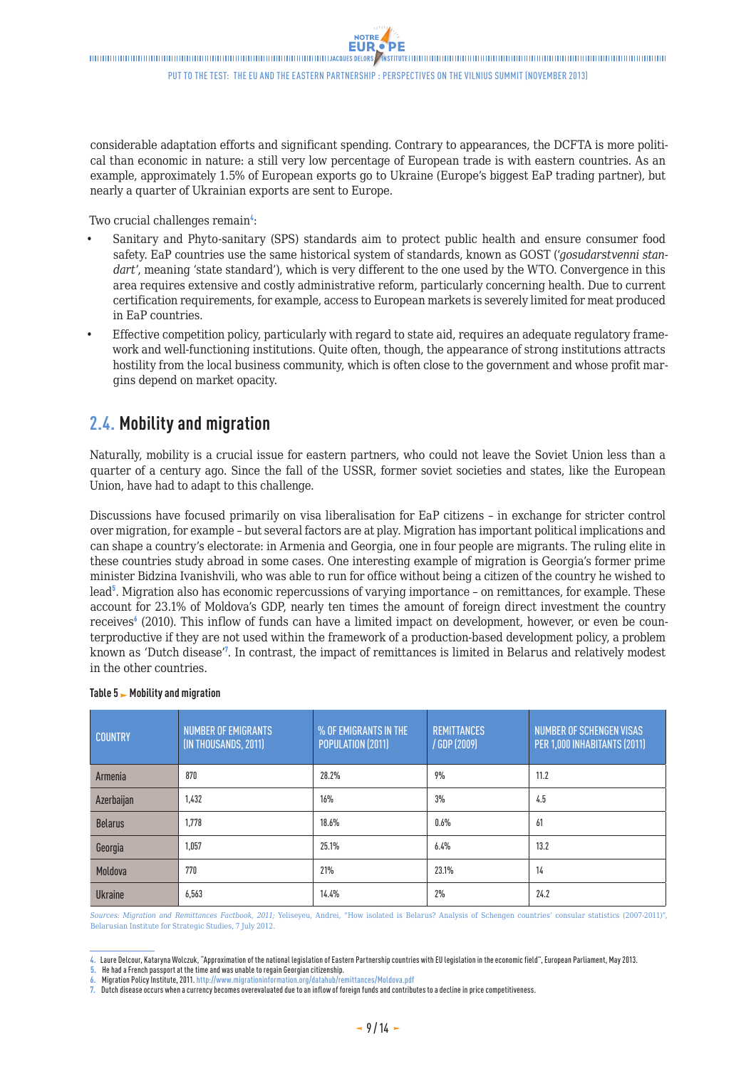considerable adaptation efforts and significant spending. Contrary to appearances, the DCFTA is more political than economic in nature: a still very low percentage of European trade is with eastern countries. As an example, approximately 1.5% of European exports go to Ukraine (Europe's biggest EaP trading partner), but nearly a quarter of Ukrainian exports are sent to Europe.

Two crucial challenges remain[4]:

- Sanitary and Phyto-sanitary (SPS) standards aim to protect public health and ensure consumer food safety. EaP countries use the same historical system of standards, known as GOST (*'gosudarstvenni standart'*, meaning 'state standard'), which is very different to the one used by the WTO. Convergence in this area requires extensive and costly administrative reform, particularly concerning health. Due to current certification requirements, for example, access to European markets is severely limited for meat produced in EaP countries.
- Effective competition policy, particularly with regard to state aid, requires an adequate regulatory framework and well-functioning institutions. Quite often, though, the appearance of strong institutions attracts hostility from the local business community, which is often close to the government and whose profit margins depend on market opacity.

## 2.4. Mobility and migration

Naturally, mobility is a crucial issue for eastern partners, who could not leave the Soviet Union less than a quarter of a century ago. Since the fall of the USSR, former soviet societies and states, like the European Union, have had to adapt to this challenge.

Discussions have focused primarily on visa liberalisation for EaP citizens – in exchange for stricter control over migration, for example – but several factors are at play. Migration has important political implications and can shape a country's electorate: in Armenia and Georgia, one in four people are migrants. The ruling elite in these countries study abroad in some cases. One interesting example of migration is Georgia's former prime minister Bidzina Ivanishvili, who was able to run for office without being a citizen of the country he wished to lead[5]. Migration also has economic repercussions of varying importance – on remittances, for example. These account for 23.1% of Moldova's GDP, nearly ten times the amount of foreign direct investment the country receives[6] (2010). This inflow of funds can have a limited impact on development, however, or even be counterproductive if they are not used within the framework of a production-based development policy, a problem known as 'Dutch disease'[7]. In contrast, the impact of remittances is limited in Belarus and relatively modest in the other countries.

**Table 5 ► Mobility and migration**

| COUNTRY | NUMBER OF EMIGRANTS (IN THOUSANDS, 2011) | % OF EMIGRANTS IN THE POPULATION (2011) | REMITTANCES / GDP (2009) | NUMBER OF SCHENGEN VISAS PER 1,000 INHABITANTS (2011) |
|---|---|---|---|---|
| Armenia | 870 | 28.2% | 9% | 11.2 |
| Azerbaijan | 1,432 | 16% | 3% | 4.5 |
| Belarus | 1,778 | 18.6% | 0.6% | 61 |
| Georgia | 1,057 | 25.1% | 6.4% | 13.2 |
| Moldova | 770 | 21% | 23.1% | 14 |
| Ukraine | 6,563 | 14.4% | 2% | 24.2 |

*Sources: Migration and Remittances Factbook, 2011;* Yeliseyeu, Andrei, "How isolated is Belarus? Analysis of Schengen countries' consular statistics (2007-2011)", Belarusian Institute for Strategic Studies, 7 July 2012.

4. Laure Delcour, Kataryna Wolczuk, "Approximation of the national legislation of Eastern Partnership countries with EU legislation in the economic field", European Parliament, May 2013.
5. He had a French passport at the time and was unable to regain Georgian citizenship.
6. Migration Policy Institute, 2011. http://www.migrationinformation.org/datahub/remittances/Moldova.pdf
7. Dutch disease occurs when a currency becomes overevaluated due to an inflow of foreign funds and contributes to a decline in price competitiveness.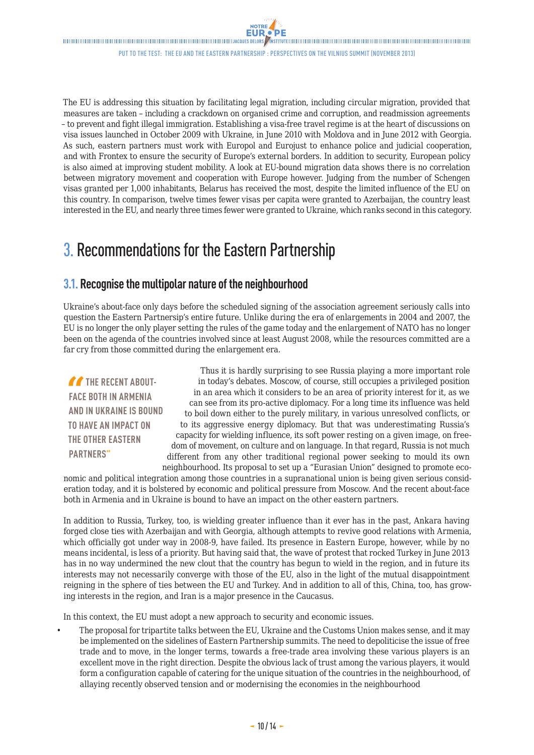The EU is addressing this situation by facilitating legal migration, including circular migration, provided that measures are taken – including a crackdown on organised crime and corruption, and readmission agreements – to prevent and fight illegal immigration. Establishing a visa-free travel regime is at the heart of discussions on visa issues launched in October 2009 with Ukraine, in June 2010 with Moldova and in June 2012 with Georgia. As such, eastern partners must work with Europol and Eurojust to enhance police and judicial cooperation, and with Frontex to ensure the security of Europe's external borders. In addition to security, European policy is also aimed at improving student mobility. A look at EU-bound migration data shows there is no correlation between migratory movement and cooperation with Europe however. Judging from the number of Schengen visas granted per 1,000 inhabitants, Belarus has received the most, despite the limited influence of the EU on this country. In comparison, twelve times fewer visas per capita were granted to Azerbaijan, the country least interested in the EU, and nearly three times fewer were granted to Ukraine, which ranks second in this category.

# 3. Recommendations for the Eastern Partnership

## 3.1. Recognise the multipolar nature of the neighbourhood

Ukraine's about-face only days before the scheduled signing of the association agreement seriously calls into question the Eastern Partnersip's entire future. Unlike during the era of enlargements in 2004 and 2007, the EU is no longer the only player setting the rules of the game today and the enlargement of NATO has no longer been on the agenda of the countries involved since at least August 2008, while the resources committed are a far cry from those committed during the enlargement era.

> "THE RECENT ABOUT-FACE BOTH IN ARMENIA AND IN UKRAINE IS BOUND TO HAVE AN IMPACT ON THE OTHER EASTERN PARTNERS"

Thus it is hardly surprising to see Russia playing a more important role in today's debates. Moscow, of course, still occupies a privileged position in an area which it considers to be an area of priority interest for it, as we can see from its pro-active diplomacy. For a long time its influence was held to boil down either to the purely military, in various unresolved conflicts, or to its aggressive energy diplomacy. But that was underestimating Russia's capacity for wielding influence, its soft power resting on a given image, on freedom of movement, on culture and on language. In that regard, Russia is not much different from any other traditional regional power seeking to mould its own neighbourhood. Its proposal to set up a "Eurasian Union" designed to promote economic and political integration among those countries in a supranational union is being given serious consideration today, and it is bolstered by economic and political pressure from Moscow. And the recent about-face both in Armenia and in Ukraine is bound to have an impact on the other eastern partners.

In addition to Russia, Turkey, too, is wielding greater influence than it ever has in the past, Ankara having forged close ties with Azerbaijan and with Georgia, although attempts to revive good relations with Armenia, which officially got under way in 2008-9, have failed. Its presence in Eastern Europe, however, while by no means incidental, is less of a priority. But having said that, the wave of protest that rocked Turkey in June 2013 has in no way undermined the new clout that the country has begun to wield in the region, and in future its interests may not necessarily converge with those of the EU, also in the light of the mutual disappointment reigning in the sphere of ties between the EU and Turkey. And in addition to all of this, China, too, has growing interests in the region, and Iran is a major presence in the Caucasus.

In this context, the EU must adopt a new approach to security and economic issues.

- The proposal for tripartite talks between the EU, Ukraine and the Customs Union makes sense, and it may be implemented on the sidelines of Eastern Partnership summits. The need to depoliticise the issue of free trade and to move, in the longer terms, towards a free-trade area involving these various players is an excellent move in the right direction. Despite the obvious lack of trust among the various players, it would form a configuration capable of catering for the unique situation of the countries in the neighbourhood, of allaying recently observed tension and or modernising the economies in the neighbourhood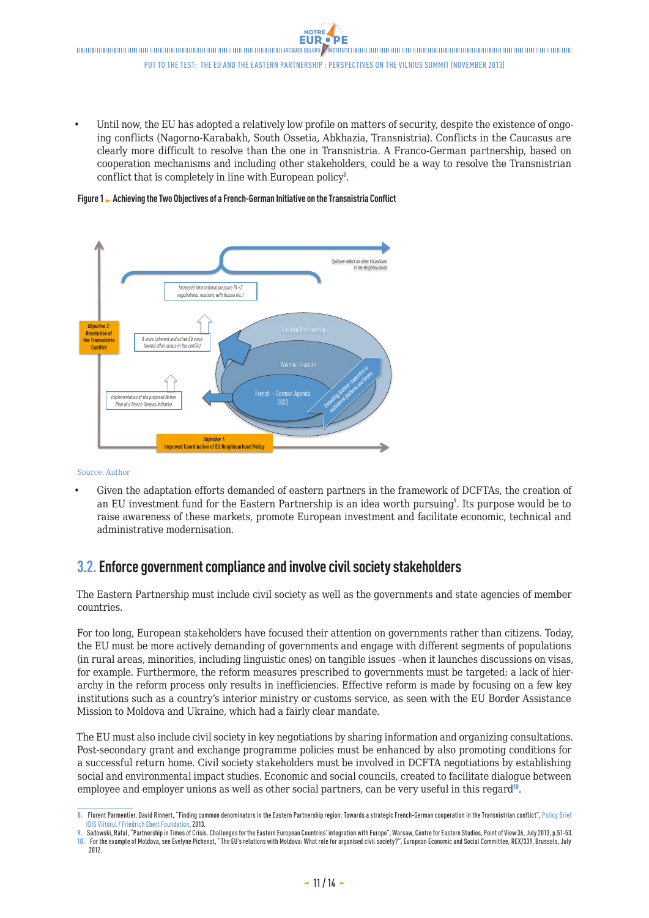- Until now, the EU has adopted a relatively low profile on matters of security, despite the existence of ongoing conflicts (Nagorno-Karabakh, South Ossetia, Abkhazia, Transnistria). Conflicts in the Caucasus are clearly more difficult to resolve than the one in Transnistria. A Franco-German partnership, based on cooperation mechanisms and including other stakeholders, could be a way to resolve the Transnistrian conflict that is completely in line with European policy[8].

**Figure 1 ▸ Achieving the Two Objectives of a French-German Initiative on the Transnistria Conflict**

*Spillover effect on other EU policies in the Neighbourhood*

*Increased international pressure (5 +2 negotiations, relations with Russia etc.)*

**Objective 2: Resolution of the Transnistria Conflict**

*A more coherent and active EU voice toward other actors in the conflict*

*Implementation of the proposed Action Plan of a French German Initiative*

Eastern Partnership

Weimar Triangle

French – German Agenda 2020

Embedding bilateral cooperation in multilateral platforms and forums

**Objective 1: Improved Coordination of EU Neighbourhood Policy**

Source: Author

- Given the adaptation efforts demanded of eastern partners in the framework of DCFTAs, the creation of an EU investment fund for the Eastern Partnership is an idea worth pursuing[9]. Its purpose would be to raise awareness of these markets, promote European investment and facilitate economic, technical and administrative modernisation.

## 3.2. Enforce government compliance and involve civil society stakeholders

The Eastern Partnership must include civil society as well as the governments and state agencies of member countries.

For too long, European stakeholders have focused their attention on governments rather than citizens. Today, the EU must be more actively demanding of governments and engage with different segments of populations (in rural areas, minorities, including linguistic ones) on tangible issues –when it launches discussions on visas, for example. Furthermore, the reform measures prescribed to governments must be targeted: a lack of hierarchy in the reform process only results in inefficiencies. Effective reform is made by focusing on a few key institutions such as a country's interior ministry or customs service, as seen with the EU Border Assistance Mission to Moldova and Ukraine, which had a fairly clear mandate.

The EU must also include civil society in key negotiations by sharing information and organizing consultations. Post-secondary grant and exchange programme policies must be enhanced by also promoting conditions for a successful return home. Civil society stakeholders must be involved in DCFTA negotiations by establishing social and environmental impact studies. Economic and social councils, created to facilitate dialogue between employee and employer unions as well as other social partners, can be very useful in this regard[10].

8. Florent Parmentier, David Rinnert, "Finding common denominators in the Eastern Partnership region: Towards a strategic French-German cooperation in the Transnistrian conflict", Policy Brief IDIS Viitorul / Friedrich Ebert Foundation, 2013.
9. Sadowski, Rafal, "Partnership in Times of Crisis. Challenges for the Eastern European Countries' integration with Europe", Warsaw, Centre for Eastern Studies, Point of View 36, July 2013, p.51-53.
10. For the example of Moldova, see Evelyne Pichenot, "The EU's relations with Moldova: What role for organised civil society?", European Economic and Social Committee, REX/339, Brussels, July 2012.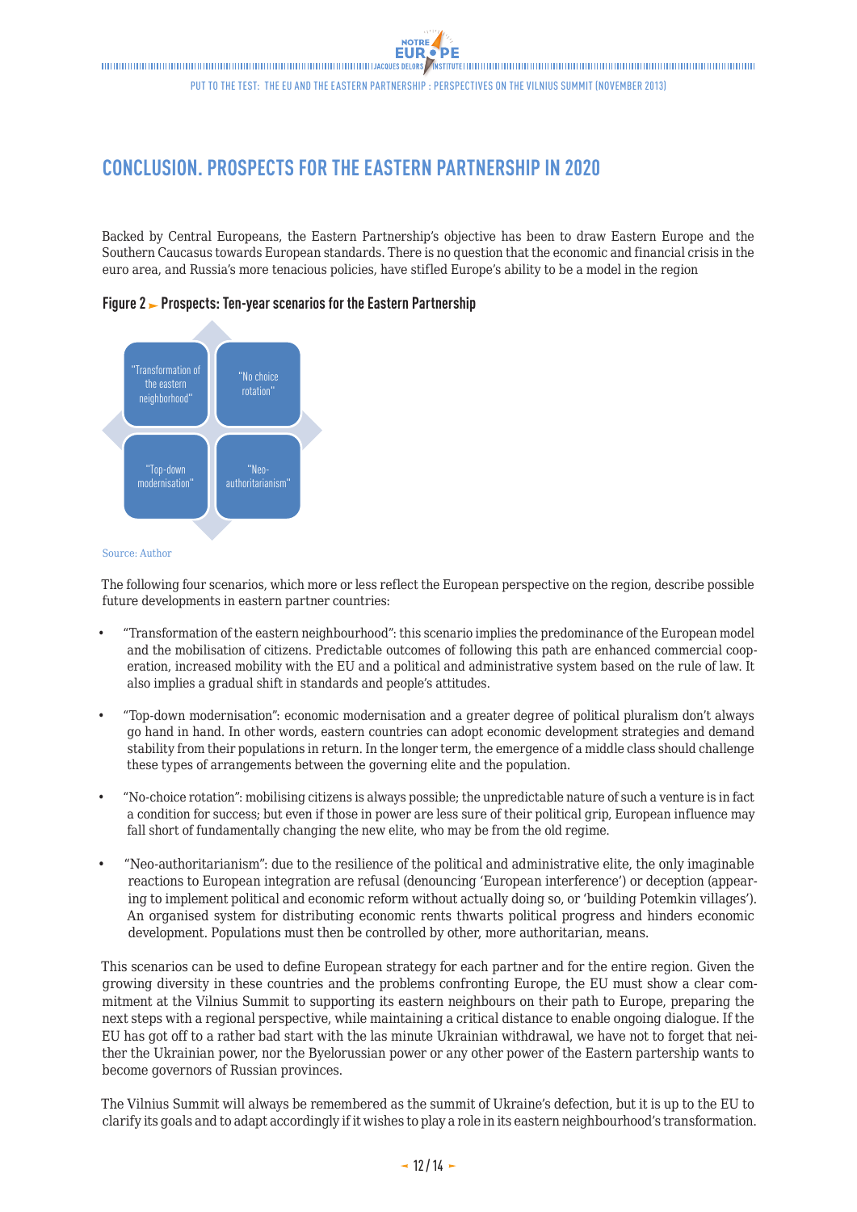## CONCLUSION. PROSPECTS FOR THE EASTERN PARTNERSHIP IN 2020

Backed by Central Europeans, the Eastern Partnership's objective has been to draw Eastern Europe and the Southern Caucasus towards European standards. There is no question that the economic and financial crisis in the euro area, and Russia's more tenacious policies, have stifled Europe's ability to be a model in the region

**Figure 2 ► Prospects: Ten-year scenarios for the Eastern Partnership**

| "Transformation of the eastern neighbourhood" | "No choice rotation" |
|---|---|
| "Top-down modernisation" | "Neo-authoritarianism" |

Source: Author

The following four scenarios, which more or less reflect the European perspective on the region, describe possible future developments in eastern partner countries:

- "Transformation of the eastern neighbourhood": this scenario implies the predominance of the European model and the mobilisation of citizens. Predictable outcomes of following this path are enhanced commercial cooperation, increased mobility with the EU and a political and administrative system based on the rule of law. It also implies a gradual shift in standards and people's attitudes.
- "Top-down modernisation": economic modernisation and a greater degree of political pluralism don't always go hand in hand. In other words, eastern countries can adopt economic development strategies and demand stability from their populations in return. In the longer term, the emergence of a middle class should challenge these types of arrangements between the governing elite and the population.
- "No-choice rotation": mobilising citizens is always possible; the unpredictable nature of such a venture is in fact a condition for success; but even if those in power are less sure of their political grip, European influence may fall short of fundamentally changing the new elite, who may be from the old regime.
- "Neo-authoritarianism": due to the resilience of the political and administrative elite, the only imaginable reactions to European integration are refusal (denouncing 'European interference') or deception (appearing to implement political and economic reform without actually doing so, or 'building Potemkin villages'). An organised system for distributing economic rents thwarts political progress and hinders economic development. Populations must then be controlled by other, more authoritarian, means.

This scenarios can be used to define European strategy for each partner and for the entire region. Given the growing diversity in these countries and the problems confronting Europe, the EU must show a clear commitment at the Vilnius Summit to supporting its eastern neighbours on their path to Europe, preparing the next steps with a regional perspective, while maintaining a critical distance to enable ongoing dialogue. If the EU has got off to a rather bad start with the las minute Ukrainian withdrawal, we have not to forget that neither the Ukrainian power, nor the Byelorussian power or any other power of the Eastern partership wants to become governors of Russian provinces.

The Vilnius Summit will always be remembered as the summit of Ukraine's defection, but it is up to the EU to clarify its goals and to adapt accordingly if it wishes to play a role in its eastern neighbourhood's transformation.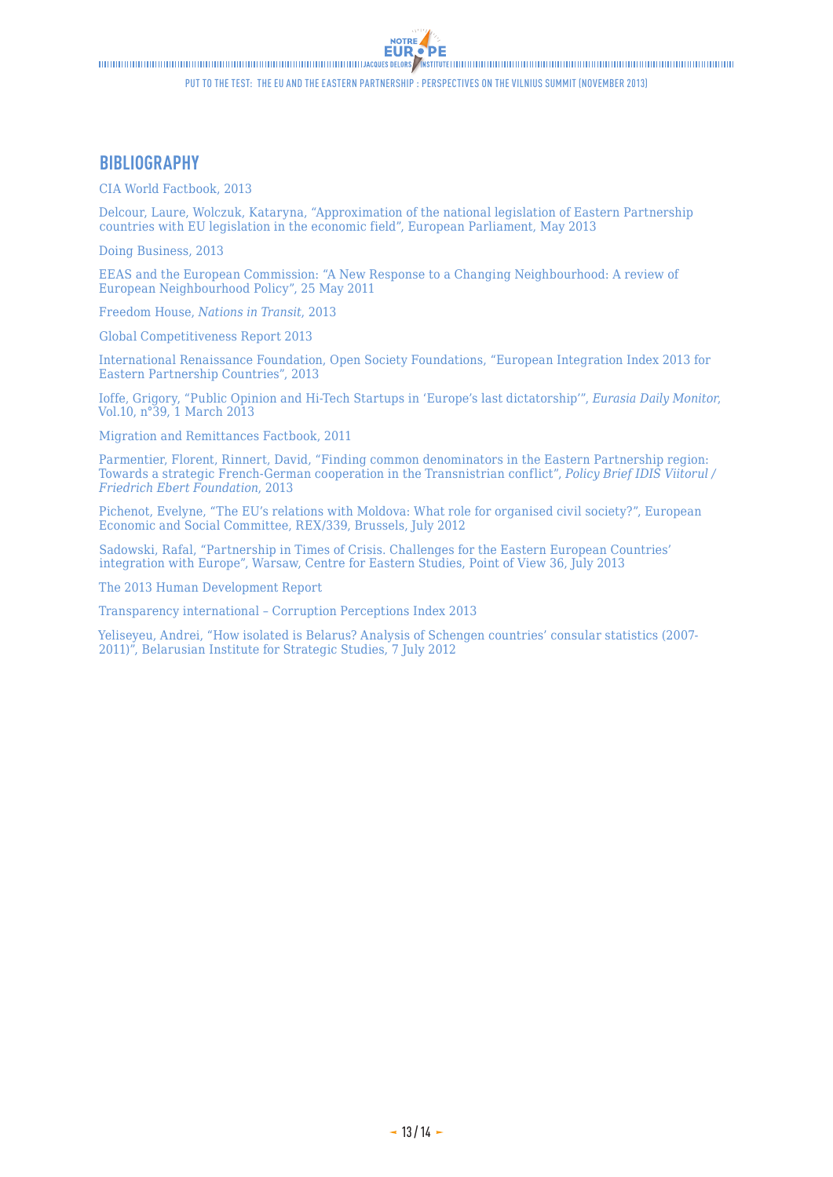## BIBLIOGRAPHY

CIA World Factbook, 2013

Delcour, Laure, Wolczuk, Kataryna, "Approximation of the national legislation of Eastern Partnership countries with EU legislation in the economic field", European Parliament, May 2013

Doing Business, 2013

EEAS and the European Commission: "A New Response to a Changing Neighbourhood: A review of European Neighbourhood Policy", 25 May 2011

Freedom House, *Nations in Transit*, 2013

Global Competitiveness Report 2013

International Renaissance Foundation, Open Society Foundations, "European Integration Index 2013 for Eastern Partnership Countries", 2013

Ioffe, Grigory, "Public Opinion and Hi-Tech Startups in 'Europe's last dictatorship'", *Eurasia Daily Monitor*, Vol.10, n°39, 1 March 2013

Migration and Remittances Factbook, 2011

Parmentier, Florent, Rinnert, David, "Finding common denominators in the Eastern Partnership region: Towards a strategic French-German cooperation in the Transnistrian conflict", *Policy Brief IDIS Viitorul / Friedrich Ebert Foundation*, 2013

Pichenot, Evelyne, "The EU's relations with Moldova: What role for organised civil society?", European Economic and Social Committee, REX/339, Brussels, July 2012

Sadowski, Rafal, "Partnership in Times of Crisis. Challenges for the Eastern European Countries' integration with Europe", Warsaw, Centre for Eastern Studies, Point of View 36, July 2013

The 2013 Human Development Report

Transparency international – Corruption Perceptions Index 2013

Yeliseyeu, Andrei, "How isolated is Belarus? Analysis of Schengen countries' consular statistics (2007-2011)", Belarusian Institute for Strategic Studies, 7 July 2012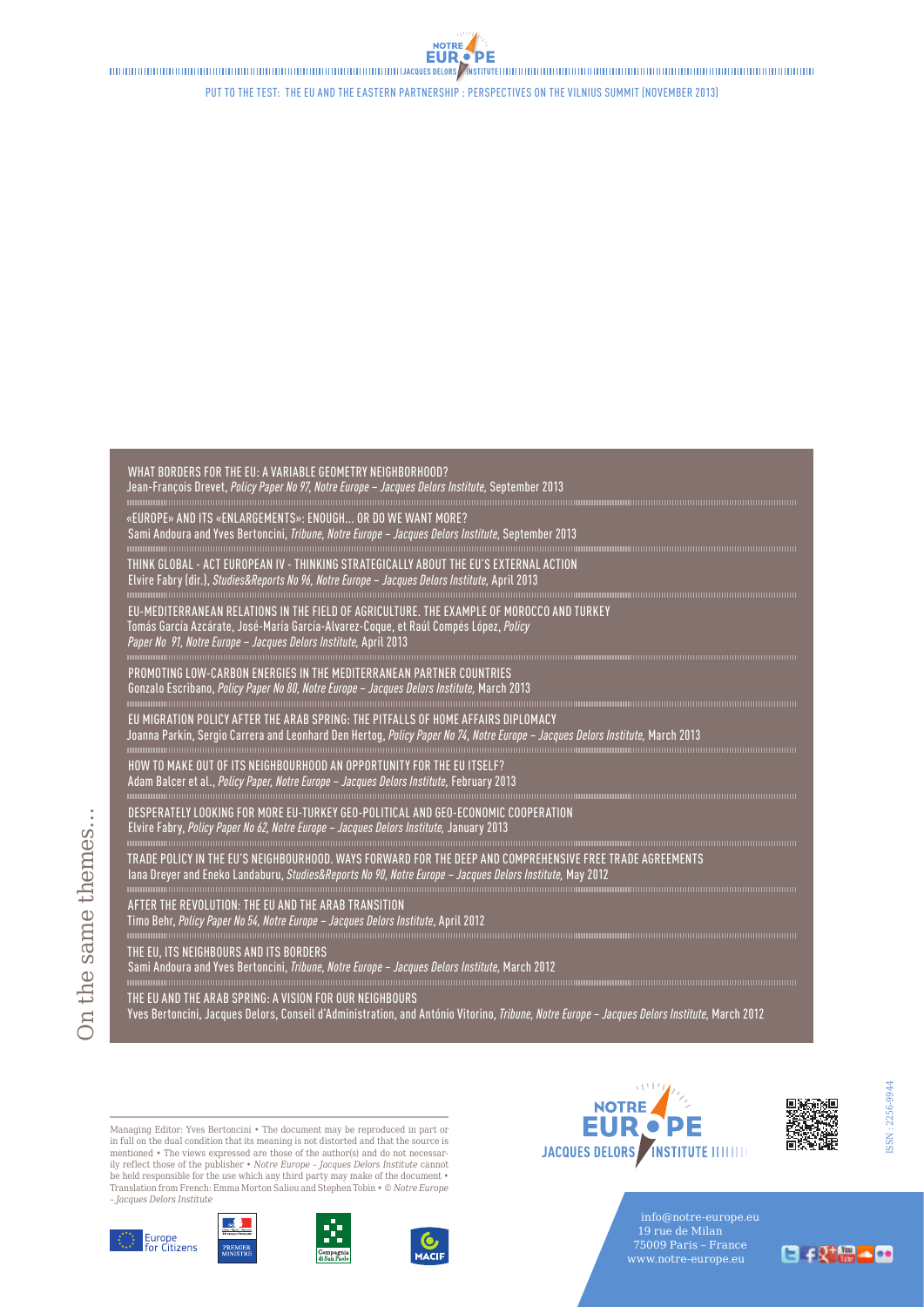On the same themes…

WHAT BORDERS FOR THE EU: A VARIABLE GEOMETRY NEIGHBORHOOD?
Jean-François Drevet, *Policy Paper No 97, Notre Europe – Jacques Delors Institute,* September 2013

«EUROPE» AND ITS «ENLARGEMENTS»: ENOUGH… OR DO WE WANT MORE?
Sami Andoura and Yves Bertoncini, *Tribune, Notre Europe – Jacques Delors Institute,* September 2013

THINK GLOBAL - ACT EUROPEAN IV - THINKING STRATEGICALLY ABOUT THE EU'S EXTERNAL ACTION
Elvire Fabry (dir.), *Studies&Reports No 96, Notre Europe – Jacques Delors Institute,* April 2013

EU-MEDITERRANEAN RELATIONS IN THE FIELD OF AGRICULTURE. THE EXAMPLE OF MOROCCO AND TURKEY
Tomás García Azcárate, José-María García-Alvarez-Coque, et Raúl Compés López, *Policy Paper No 91, Notre Europe – Jacques Delors Institute,* April 2013

PROMOTING LOW-CARBON ENERGIES IN THE MEDITERRANEAN PARTNER COUNTRIES
Gonzalo Escribano, *Policy Paper No 80, Notre Europe – Jacques Delors Institute,* March 2013

EU MIGRATION POLICY AFTER THE ARAB SPRING: THE PITFALLS OF HOME AFFAIRS DIPLOMACY
Joanna Parkin, Sergio Carrera and Leonhard Den Hertog, *Policy Paper No 74, Notre Europe – Jacques Delors Institute,* March 2013

HOW TO MAKE OUT OF ITS NEIGHBOURHOOD AN OPPORTUNITY FOR THE EU ITSELF?
Adam Balcer et al., *Policy Paper, Notre Europe – Jacques Delors Institute,* February 2013

DESPERATELY LOOKING FOR MORE EU-TURKEY GEO-POLITICAL AND GEO-ECONOMIC COOPERATION
Elvire Fabry, *Policy Paper No 62, Notre Europe – Jacques Delors Institute,* January 2013

TRADE POLICY IN THE EU'S NEIGHBOURHOOD. WAYS FORWARD FOR THE DEEP AND COMPREHENSIVE FREE TRADE AGREEMENTS
Iana Dreyer and Eneko Landaburu, *Studies&Reports No 90, Notre Europe – Jacques Delors Institute,* May 2012

AFTER THE REVOLUTION: THE EU AND THE ARAB TRANSITION
Timo Behr, *Policy Paper No 54, Notre Europe – Jacques Delors Institute*, April 2012

THE EU, ITS NEIGHBOURS AND ITS BORDERS
Sami Andoura and Yves Bertoncini, *Tribune, Notre Europe – Jacques Delors Institute,* March 2012

THE EU AND THE ARAB SPRING: A VISION FOR OUR NEIGHBOURS
Yves Bertoncini, Jacques Delors, Conseil d'Administration, and António Vitorino, *Tribune, Notre Europe – Jacques Delors Institute,* March 2012

Managing Editor: Yves Bertoncini • The document may be reproduced in part or in full on the dual condition that its meaning is not distorted and that the source is mentioned • The views expressed are those of the author(s) and do not necessarily reflect those of the publisher • *Notre Europe - Jacques Delors Institute* cannot be held responsible for the use which any third party may make of the document • Translation from French: Emma Morton Saliou and Stephen Tobin • © *Notre Europe – Jacques Delors Institute*

ISSN : 2256-9944

info@notre-europe.eu
19 rue de Milan
75009 Paris – France
www.notre-europe.eu